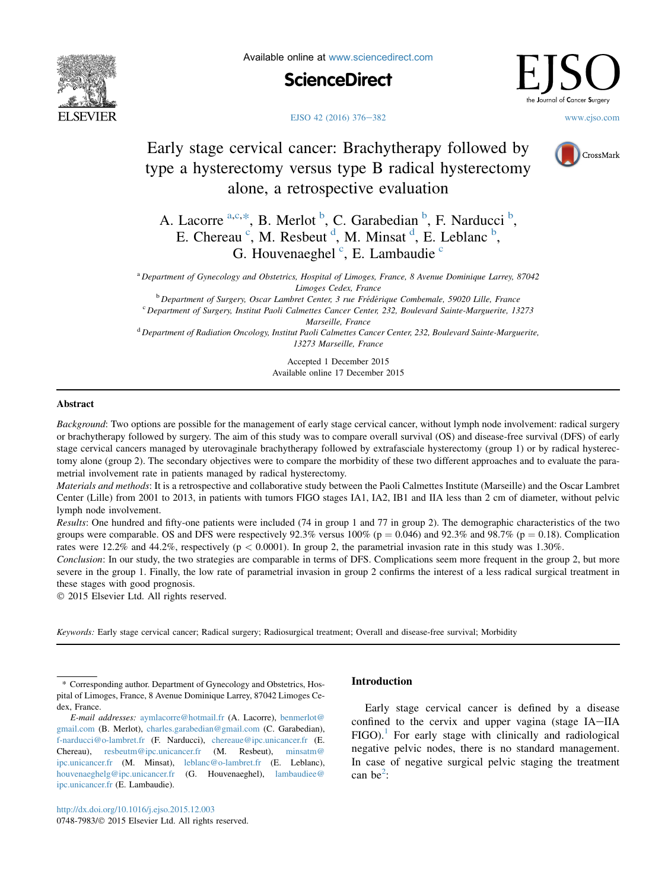# Early stage cervical cancer: Brachytherapy followed by type a hysterectomy versus type B radical hysterectomy alone, a retrospective evaluation

A. Lacorre [a,c,*], B. Merlot [b], C. Garabedian [b], F. Narducci [b], E. Chereau [c], M. Resbeut [d], M. Minsat [d], E. Leblanc [b], G. Houvenaeghel [c], E. Lambaudie [c]

[a] Department of Gynecology and Obstetrics, Hospital of Limoges, France, 8 Avenue Dominique Larrey, 87042 Limoges Cedex, France

[b] Department of Surgery, Oscar Lambret Center, 3 rue Frédérique Combemale, 59020 Lille, France

[c] Department of Surgery, Institut Paoli Calmettes Cancer Center, 232, Boulevard Sainte-Marguerite, 13273 Marseille, France

[d] Department of Radiation Oncology, Institut Paoli Calmettes Cancer Center, 232, Boulevard Sainte-Marguerite, 13273 Marseille, France

Accepted 1 December 2015
Available online 17 December 2015

## Abstract

*Background*: Two options are possible for the management of early stage cervical cancer, without lymph node involvement: radical surgery or brachytherapy followed by surgery. The aim of this study was to compare overall survival (OS) and disease-free survival (DFS) of early stage cervical cancers managed by uterovaginale brachytherapy followed by extrafasciale hysterectomy (group 1) or by radical hysterectomy alone (group 2). The secondary objectives were to compare the morbidity of these two different approaches and to evaluate the parametrial involvement rate in patients managed by radical hysterectomy.

*Materials and methods*: It is a retrospective and collaborative study between the Paoli Calmettes Institute (Marseille) and the Oscar Lambret Center (Lille) from 2001 to 2013, in patients with tumors FIGO stages IA1, IA2, IB1 and IIA less than 2 cm of diameter, without pelvic lymph node involvement.

*Results*: One hundred and fifty-one patients were included (74 in group 1 and 77 in group 2). The demographic characteristics of the two groups were comparable. OS and DFS were respectively 92.3% versus 100% ($p = 0.046$) and 92.3% and 98.7% ($p = 0.18$). Complication rates were 12.2% and 44.2%, respectively ($p < 0.0001$). In group 2, the parametrial invasion rate in this study was 1.30%.

*Conclusion*: In our study, the two strategies are comparable in terms of DFS. Complications seem more frequent in the group 2, but more severe in the group 1. Finally, the low rate of parametrial invasion in group 2 confirms the interest of a less radical surgical treatment in these stages with good prognosis.

© 2015 Elsevier Ltd. All rights reserved.

*Keywords:* Early stage cervical cancer; Radical surgery; Radiosurgical treatment; Overall and disease-free survival; Morbidity

## Introduction

Early stage cervical cancer is defined by a disease confined to the cervix and upper vagina (stage IA–IIA FIGO).[1] For early stage with clinically and radiological negative pelvic nodes, there is no standard management. In case of negative surgical pelvic staging the treatment can be[2]:

\* Corresponding author. Department of Gynecology and Obstetrics, Hospital of Limoges, France, 8 Avenue Dominique Larrey, 87042 Limoges Cedex, France.

*E-mail addresses:* aymlacorre@hotmail.fr (A. Lacorre), benmerlot@gmail.com (B. Merlot), charles.garabedian@gmail.com (C. Garabedian), f-narducci@o-lambret.fr (F. Narducci), chereaue@ipc.unicancer.fr (E. Chereau), resbeutm@ipc.unicancer.fr (M. Resbeut), minsatm@ipc.unicancer.fr (M. Minsat), leblanc@o-lambret.fr (E. Leblanc), houvenaeghelg@ipc.unicancer.fr (G. Houvenaeghel), lambaudiee@ipc.unicancer.fr (E. Lambaudie).

http://dx.doi.org/10.1016/j.ejso.2015.12.003
0748-7983/© 2015 Elsevier Ltd. All rights reserved.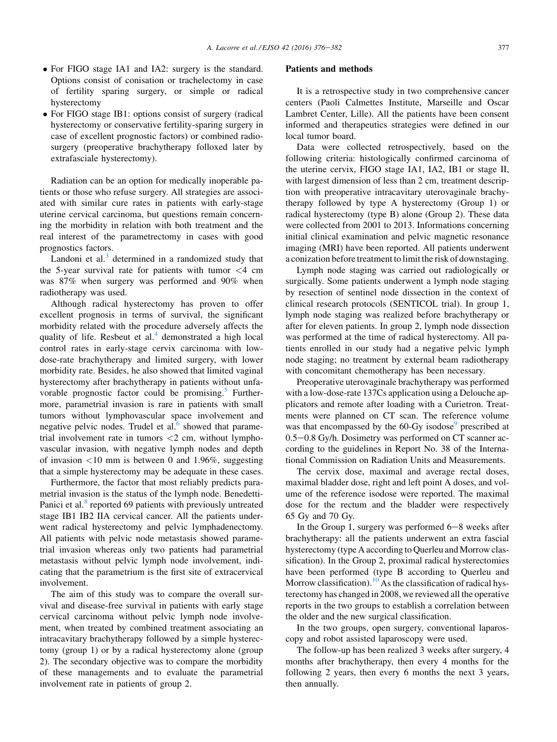- For FIGO stage IA1 and IA2: surgery is the standard. Options consist of conisation or trachelectomy in case of fertility sparing surgery, or simple or radical hysterectomy
- For FIGO stage IB1: options consist of surgery (radical hysterectomy or conservative fertility-sparing surgery in case of excellent prognostic factors) or combined radiosurgery (preoperative brachytherapy folloxed later by extrafasciale hysterectomy).

Radiation can be an option for medically inoperable patients or those who refuse surgery. All strategies are associated with similar cure rates in patients with early-stage uterine cervical carcinoma, but questions remain concerning the morbidity in relation with both treatment and the real interest of the parametrectomy in cases with good prognostics factors.

Landoni et al.[3] determined in a randomized study that the 5-year survival rate for patients with tumor <4 cm was 87% when surgery was performed and 90% when radiotherapy was used.

Although radical hysterectomy has proven to offer excellent prognosis in terms of survival, the significant morbidity related with the procedure adversely affects the quality of life. Resbeut et al.[4] demonstrated a high local control rates in early-stage cervix carcinoma with low-dose-rate brachytherapy and limited surgery, with lower morbidity rate. Besides, he also showed that limited vaginal hysterectomy after brachytherapy in patients without unfavorable prognostic factor could be promising.[5] Furthermore, parametrial invasion is rare in patients with small tumors without lymphovascular space involvement and negative pelvic nodes. Trudel et al.[6] showed that parametrial involvement rate in tumors <2 cm, without lymphovascular invasion, with negative lymph nodes and depth of invasion <10 mm is between 0 and 1.96%, suggesting that a simple hysterectomy may be adequate in these cases.

Furthermore, the factor that most reliably predicts parametrial invasion is the status of the lymph node. Benedetti-Panici et al.[8] reported 69 patients with previously untreated stage IB1 IB2 IIA cervical cancer. All the patients underwent radical hysterectomy and pelvic lymphadenectomy. All patients with pelvic node metastasis showed parametrial invasion whereas only two patients had parametrial metastasis without pelvic lymph node involvement, indicating that the parametrium is the first site of extracervical involvement.

The aim of this study was to compare the overall survival and disease-free survival in patients with early stage cervical carcinoma without pelvic lymph node involvement, when treated by combined treatment associating an intracavitary brachytherapy followed by a simple hysterectomy (group 1) or by a radical hysterectomy alone (group 2). The secondary objective was to compare the morbidity of these managements and to evaluate the parametrial involvement rate in patients of group 2.

## Patients and methods

It is a retrospective study in two comprehensive cancer centers (Paoli Calmettes Institute, Marseille and Oscar Lambret Center, Lille). All the patients have been consent informed and therapeutics strategies were defined in our local tumor board.

Data were collected retrospectively, based on the following criteria: histologically confirmed carcinoma of the uterine cervix, FIGO stage IA1, IA2, IB1 or stage II, with largest dimension of less than 2 cm, treatment description with preoperative intracavitary uterovaginale brachytherapy followed by type A hysterectomy (Group 1) or radical hysterectomy (type B) alone (Group 2). These data were collected from 2001 to 2013. Informations concerning initial clinical examination and pelvic magnetic resonance imaging (MRI) have been reported. All patients underwent a conization before treatment to limit the risk of downstaging.

Lymph node staging was carried out radiologically or surgically. Some patients underwent a lymph node staging by resection of sentinel node dissection in the context of clinical research protocols (SENTICOL trial). In group 1, lymph node staging was realized before brachytherapy or after for eleven patients. In group 2, lymph node dissection was performed at the time of radical hysterectomy. All patients enrolled in our study had a negative pelvic lymph node staging; no treatment by external beam radiotherapy with concomitant chemotherapy has been necessary.

Preoperative uterovaginale brachytherapy was performed with a low-dose-rate 137Cs application using a Delouche applicators and remote after loading with a Curietron. Treatments were planned on CT scan. The reference volume was that encompassed by the 60-Gy isodose[9] prescribed at 0.5–0.8 Gy/h. Dosimetry was performed on CT scanner according to the guidelines in Report No. 38 of the International Commission on Radiation Units and Measurements.

The cervix dose, maximal and average rectal doses, maximal bladder dose, right and left point A doses, and volume of the reference isodose were reported. The maximal dose for the rectum and the bladder were respectively 65 Gy and 70 Gy.

In the Group 1, surgery was performed 6–8 weeks after brachytherapy: all the patients underwent an extra fascial hysterectomy (type A according to Querleu and Morrow classification). In the Group 2, proximal radical hysterectomies have been performed (type B according to Querleu and Morrow classification).[10] As the classification of radical hysterectomy has changed in 2008, we reviewed all the operative reports in the two groups to establish a correlation between the older and the new surgical classification.

In the two groups, open surgery, conventional laparoscopy and robot assisted laparoscopy were used.

The follow-up has been realized 3 weeks after surgery, 4 months after brachytherapy, then every 4 months for the following 2 years, then every 6 months the next 3 years, then annually.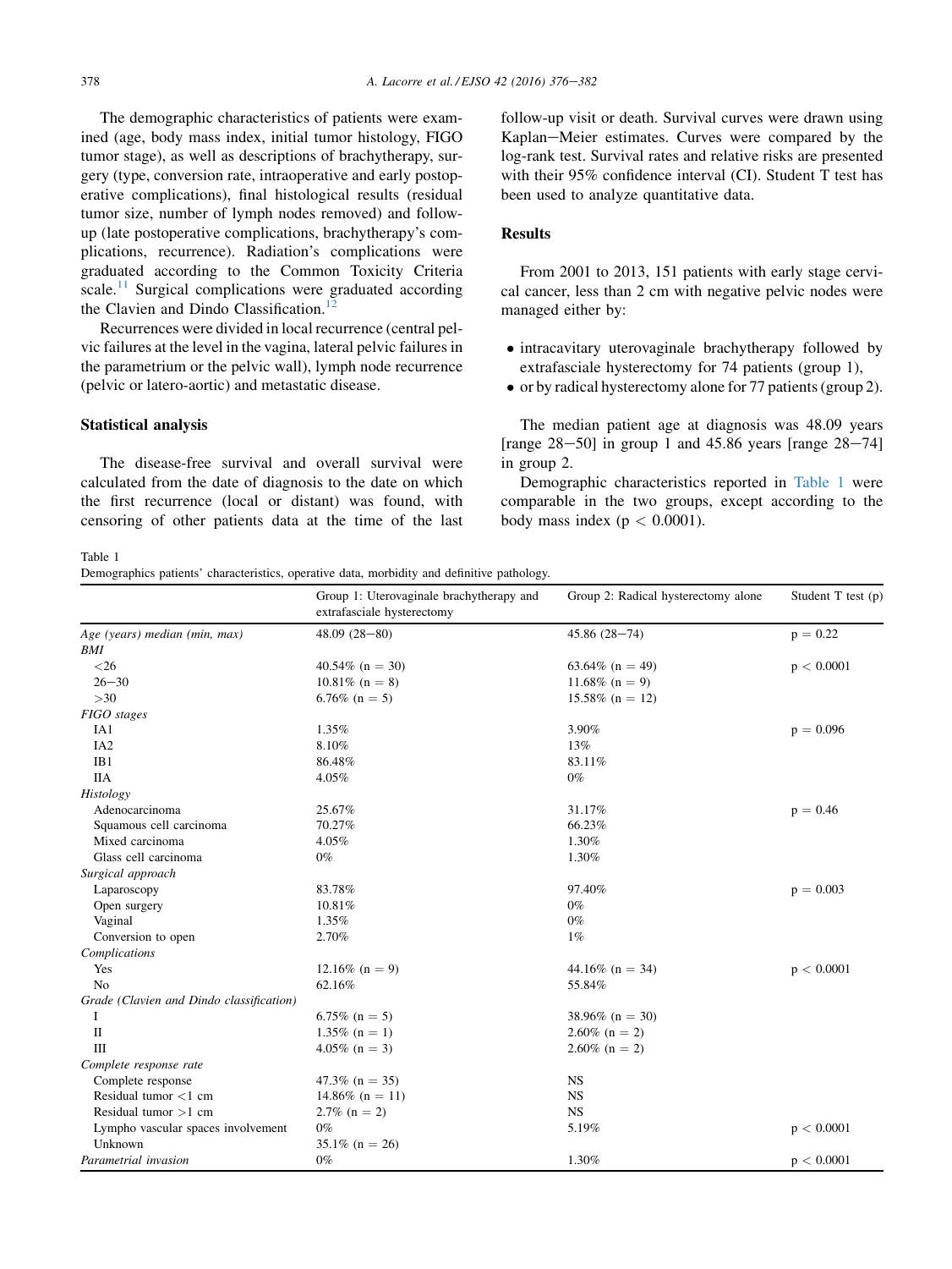The demographic characteristics of patients were examined (age, body mass index, initial tumor histology, FIGO tumor stage), as well as descriptions of brachytherapy, surgery (type, conversion rate, intraoperative and early postoperative complications), final histological results (residual tumor size, number of lymph nodes removed) and follow-up (late postoperative complications, brachytherapy's complications, recurrence). Radiation's complications were graduated according to the Common Toxicity Criteria scale.[11] Surgical complications were graduated according the Clavien and Dindo Classification.[12]

Recurrences were divided in local recurrence (central pelvic failures at the level in the vagina, lateral pelvic failures in the parametrium or the pelvic wall), lymph node recurrence (pelvic or latero-aortic) and metastatic disease.

## Statistical analysis

The disease-free survival and overall survival were calculated from the date of diagnosis to the date on which the first recurrence (local or distant) was found, with censoring of other patients data at the time of the last follow-up visit or death. Survival curves were drawn using Kaplan–Meier estimates. Curves were compared by the log-rank test. Survival rates and relative risks are presented with their 95% confidence interval (CI). Student T test has been used to analyze quantitative data.

## Results

From 2001 to 2013, 151 patients with early stage cervical cancer, less than 2 cm with negative pelvic nodes were managed either by:

- intracavitary uterovaginale brachytherapy followed by extrafasciale hysterectomy for 74 patients (group 1),
- or by radical hysterectomy alone for 77 patients (group 2).

The median patient age at diagnosis was 48.09 years [range 28–50] in group 1 and 45.86 years [range 28–74] in group 2.

Demographic characteristics reported in Table 1 were comparable in the two groups, except according to the body mass index ($p < 0.0001$).

Table 1
Demographics patients' characteristics, operative data, morbidity and definitive pathology.

| | Group 1: Uterovaginale brachytherapy and extrafasciale hysterectomy | Group 2: Radical hysterectomy alone | Student T test (p) |
|---|---|---|---|
| *Age (years) median (min, max)* | 48.09 (28–80) | 45.86 (28–74) | p = 0.22 |
| *BMI* | | | |
| <26 | 40.54% (n = 30) | 63.64% (n = 49) | p < 0.0001 |
| 26–30 | 10.81% (n = 8) | 11.68% (n = 9) | |
| >30 | 6.76% (n = 5) | 15.58% (n = 12) | |
| *FIGO stages* | | | |
| IA1 | 1.35% | 3.90% | p = 0.096 |
| IA2 | 8.10% | 13% | |
| IB1 | 86.48% | 83.11% | |
| IIA | 4.05% | 0% | |
| *Histology* | | | |
| Adenocarcinoma | 25.67% | 31.17% | p = 0.46 |
| Squamous cell carcinoma | 70.27% | 66.23% | |
| Mixed carcinoma | 4.05% | 1.30% | |
| Glass cell carcinoma | 0% | 1.30% | |
| *Surgical approach* | | | |
| Laparoscopy | 83.78% | 97.40% | p = 0.003 |
| Open surgery | 10.81% | 0% | |
| Vaginal | 1.35% | 0% | |
| Conversion to open | 2.70% | 1% | |
| *Complications* | | | |
| Yes | 12.16% (n = 9) | 44.16% (n = 34) | p < 0.0001 |
| No | 62.16% | 55.84% | |
| *Grade (Clavien and Dindo classification)* | | | |
| I | 6.75% (n = 5) | 38.96% (n = 30) | |
| II | 1.35% (n = 1) | 2.60% (n = 2) | |
| III | 4.05% (n = 3) | 2.60% (n = 2) | |
| *Complete response rate* | | | |
| Complete response | 47.3% (n = 35) | NS | |
| Residual tumor <1 cm | 14.86% (n = 11) | NS | |
| Residual tumor >1 cm | 2.7% (n = 2) | NS | |
| Lympho vascular spaces involvement | 0% | 5.19% | p < 0.0001 |
| Unknown | 35.1% (n = 26) | | |
| *Parametrial invasion* | 0% | 1.30% | p < 0.0001 |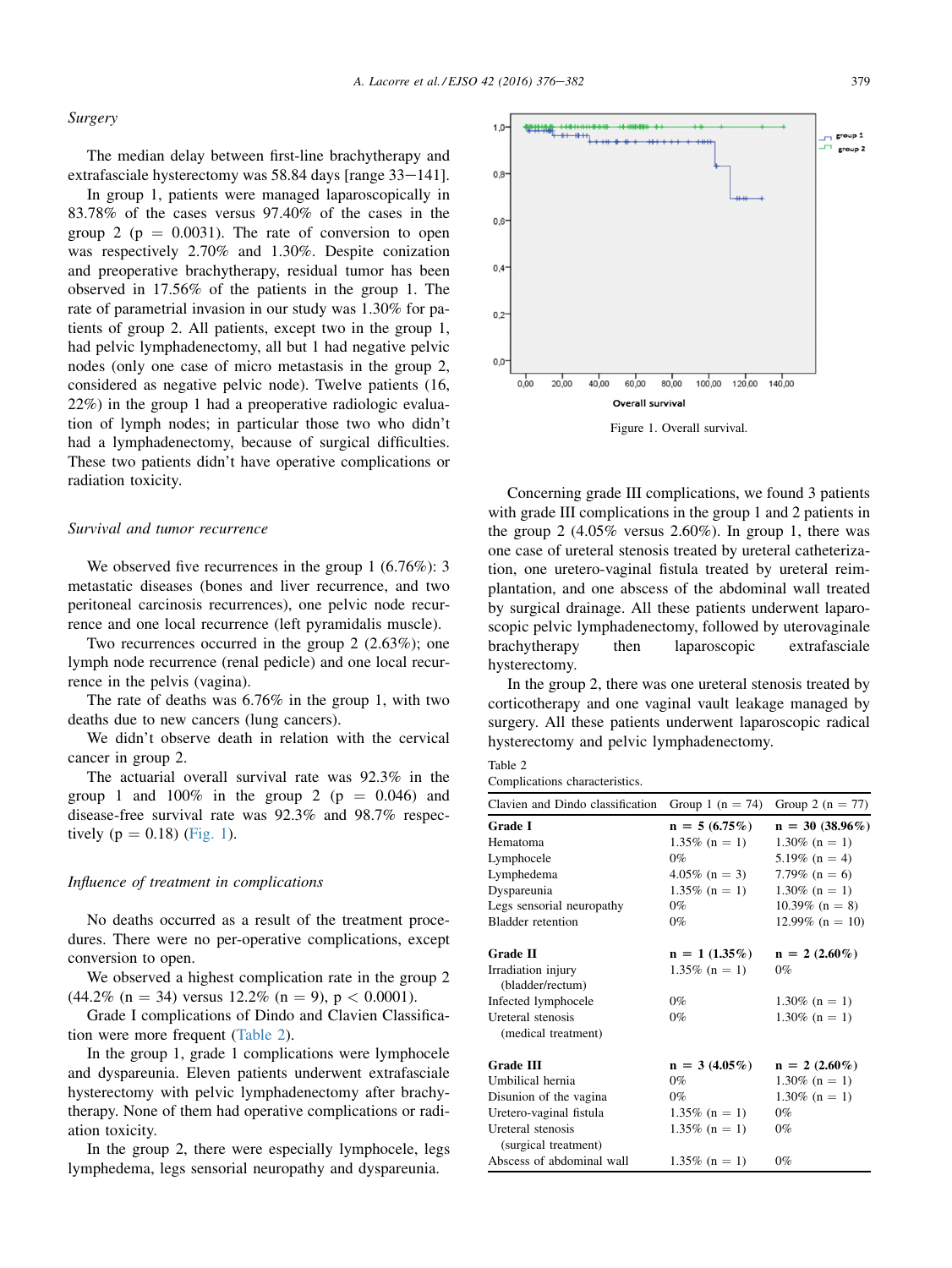### *Surgery*

The median delay between first-line brachytherapy and extrafasciale hysterectomy was 58.84 days [range 33–141].

In group 1, patients were managed laparoscopically in 83.78% of the cases versus 97.40% of the cases in the group 2 ($p = 0.0031$). The rate of conversion to open was respectively 2.70% and 1.30%. Despite conization and preoperative brachytherapy, residual tumor has been observed in 17.56% of the patients in the group 1. The rate of parametrial invasion in our study was 1.30% for patients of group 2. All patients, except two in the group 1, had pelvic lymphadenectomy, all but 1 had negative pelvic nodes (only one case of micro metastasis in the group 2, considered as negative pelvic node). Twelve patients (16, 22%) in the group 1 had a preoperative radiologic evaluation of lymph nodes; in particular those two who didn't had a lymphadenectomy, because of surgical difficulties. These two patients didn't have operative complications or radiation toxicity.

### *Survival and tumor recurrence*

We observed five recurrences in the group 1 (6.76%): 3 metastatic diseases (bones and liver recurrence, and two peritoneal carcinosis recurrences), one pelvic node recurrence and one local recurrence (left pyramidalis muscle).

Two recurrences occurred in the group 2 (2.63%); one lymph node recurrence (renal pedicle) and one local recurrence in the pelvis (vagina).

The rate of deaths was 6.76% in the group 1, with two deaths due to new cancers (lung cancers).

We didn't observe death in relation with the cervical cancer in group 2.

The actuarial overall survival rate was 92.3% in the group 1 and 100% in the group 2 ($p = 0.046$) and disease-free survival rate was 92.3% and 98.7% respectively ($p = 0.18$) (Fig. 1).

Figure 1. Overall survival.

### *Influence of treatment in complications*

No deaths occurred as a result of the treatment procedures. There were no per-operative complications, except conversion to open.

We observed a highest complication rate in the group 2 (44.2% (n = 34) versus 12.2% (n = 9), $p < 0.0001$).

Grade I complications of Dindo and Clavien Classification were more frequent (Table 2).

In the group 1, grade 1 complications were lymphocele and dyspareunia. Eleven patients underwent extrafasciale hysterectomy with pelvic lymphadenectomy after brachytherapy. None of them had operative complications or radiation toxicity.

In the group 2, there were especially lymphocele, legs lymphedema, legs sensorial neuropathy and dyspareunia.

Concerning grade III complications, we found 3 patients with grade III complications in the group 1 and 2 patients in the group 2 (4.05% versus 2.60%). In group 1, there was one case of ureteral stenosis treated by ureteral catheterization, one uretero-vaginal fistula treated by ureteral reimplantation, and one abscess of the abdominal wall treated by surgical drainage. All these patients underwent laparoscopic pelvic lymphadenectomy, followed by uterovaginale brachytherapy then laparoscopic extrafasciale hysterectomy.

In the group 2, there was one ureteral stenosis treated by corticotherapy and one vaginal vault leakage managed by surgery. All these patients underwent laparoscopic radical hysterectomy and pelvic lymphadenectomy.

Table 2
Complications characteristics.

| Clavien and Dindo classification | Group 1 (n = 74) | Group 2 (n = 77) |
|---|---|---|
| **Grade I** | **n = 5 (6.75%)** | **n = 30 (38.96%)** |
| Hematoma | 1.35% (n = 1) | 1.30% (n = 1) |
| Lymphocele | 0% | 5.19% (n = 4) |
| Lymphedema | 4.05% (n = 3) | 7.79% (n = 6) |
| Dyspareunia | 1.35% (n = 1) | 1.30% (n = 1) |
| Legs sensorial neuropathy | 0% | 10.39% (n = 8) |
| Bladder retention | 0% | 12.99% (n = 10) |
| **Grade II** | **n = 1 (1.35%)** | **n = 2 (2.60%)** |
| Irradiation injury (bladder/rectum) | 1.35% (n = 1) | 0% |
| Infected lymphocele | 0% | 1.30% (n = 1) |
| Ureteral stenosis (medical treatment) | 0% | 1.30% (n = 1) |
| **Grade III** | **n = 3 (4.05%)** | **n = 2 (2.60%)** |
| Umbilical hernia | 0% | 1.30% (n = 1) |
| Disunion of the vagina | 0% | 1.30% (n = 1) |
| Uretero-vaginal fistula | 1.35% (n = 1) | 0% |
| Ureteral stenosis (surgical treatment) | 1.35% (n = 1) | 0% |
| Abscess of abdominal wall | 1.35% (n = 1) | 0% |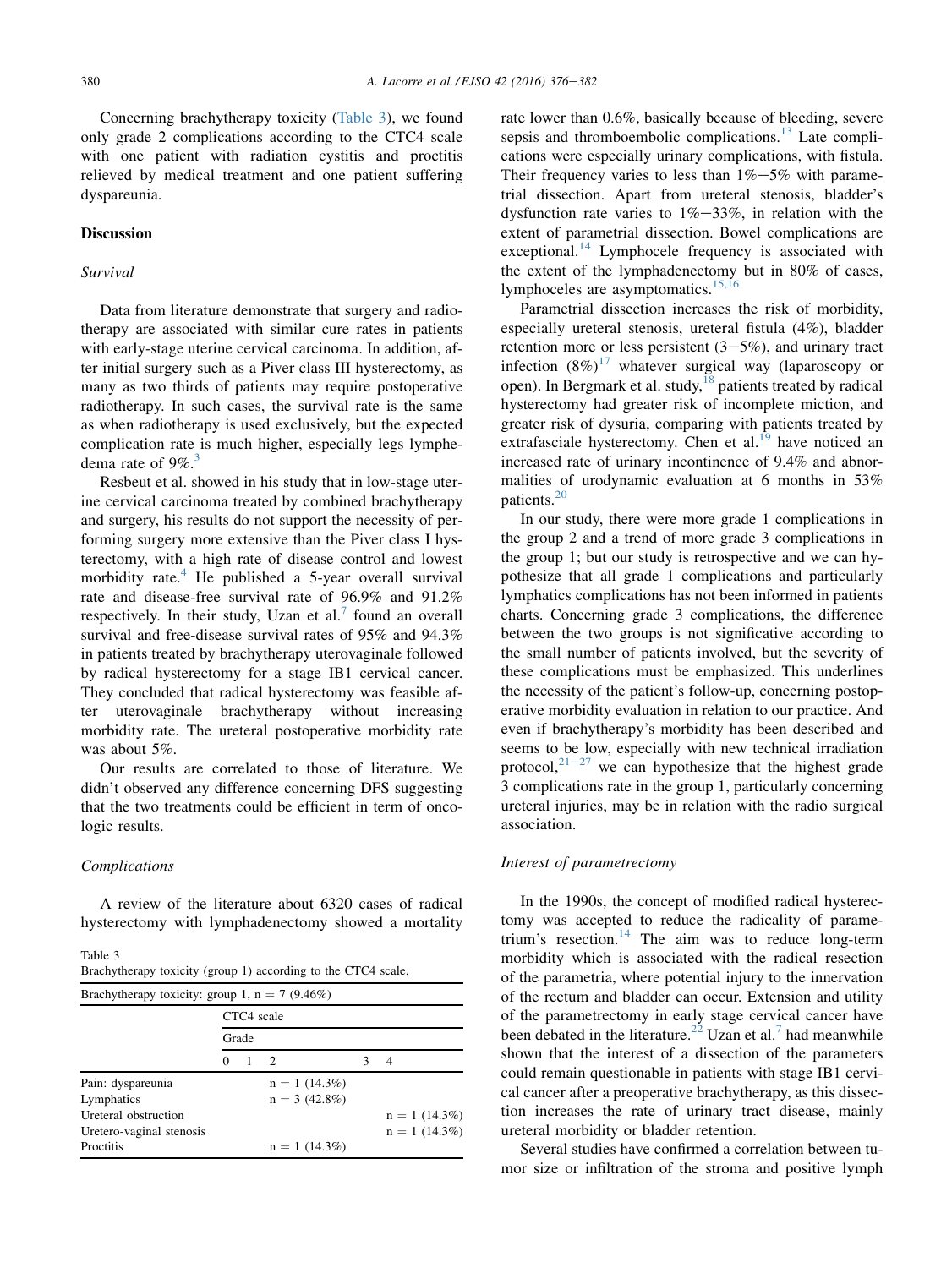Concerning brachytherapy toxicity (Table 3), we found only grade 2 complications according to the CTC4 scale with one patient with radiation cystitis and proctitis relieved by medical treatment and one patient suffering dyspareunia.

## Discussion

### Survival

Data from literature demonstrate that surgery and radiotherapy are associated with similar cure rates in patients with early-stage uterine cervical carcinoma. In addition, after initial surgery such as a Piver class III hysterectomy, as many as two thirds of patients may require postoperative radiotherapy. In such cases, the survival rate is the same as when radiotherapy is used exclusively, but the expected complication rate is much higher, especially legs lymphedema rate of 9%.[3]

Resbeut et al. showed in his study that in low-stage uterine cervical carcinoma treated by combined brachytherapy and surgery, his results do not support the necessity of performing surgery more extensive than the Piver class I hysterectomy, with a high rate of disease control and lowest morbidity rate.[4] He published a 5-year overall survival rate and disease-free survival rate of 96.9% and 91.2% respectively. In their study, Uzan et al.[7] found an overall survival and free-disease survival rates of 95% and 94.3% in patients treated by brachytherapy uterovaginale followed by radical hysterectomy for a stage IB1 cervical cancer. They concluded that radical hysterectomy was feasible after uterovaginale brachytherapy without increasing morbidity rate. The ureteral postoperative morbidity rate was about 5%.

Our results are correlated to those of literature. We didn't observed any difference concerning DFS suggesting that the two treatments could be efficient in term of oncologic results.

### Complications

A review of the literature about 6320 cases of radical hysterectomy with lymphadenectomy showed a mortality rate lower than 0.6%, basically because of bleeding, severe sepsis and thromboembolic complications.[13] Late complications were especially urinary complications, with fistula. Their frequency varies to less than 1%–5% with parametrial dissection. Apart from ureteral stenosis, bladder's dysfunction rate varies to 1%–33%, in relation with the extent of parametrial dissection. Bowel complications are exceptional.[14] Lymphocele frequency is associated with the extent of the lymphadenectomy but in 80% of cases, lymphoceles are asymptomatics.[15,16]

Parametrial dissection increases the risk of morbidity, especially ureteral stenosis, ureteral fistula (4%), bladder retention more or less persistent (3–5%), and urinary tract infection (8%)[17] whatever surgical way (laparoscopy or open). In Bergmark et al. study,[18] patients treated by radical hysterectomy had greater risk of incomplete miction, and greater risk of dysuria, comparing with patients treated by extrafasciale hysterectomy. Chen et al.[19] have noticed an increased rate of urinary incontinence of 9.4% and abnormalities of urodynamic evaluation at 6 months in 53% patients.[20]

In our study, there were more grade 1 complications in the group 2 and a trend of more grade 3 complications in the group 1; but our study is retrospective and we can hypothesize that all grade 1 complications and particularly lymphatics complications has not been informed in patients charts. Concerning grade 3 complications, the difference between the two groups is not significative according to the small number of patients involved, but the severity of these complications must be emphasized. This underlines the necessity of the patient's follow-up, concerning postoperative morbidity evaluation in relation to our practice. And even if brachytherapy's morbidity has been described and seems to be low, especially with new technical irradiation protocol,[21–27] we can hypothesize that the highest grade 3 complications rate in the group 1, particularly concerning ureteral injuries, may be in relation with the radio surgical association.

Table 3
Brachytherapy toxicity (group 1) according to the CTC4 scale.

| Brachytherapy toxicity: group 1, n = 7 (9.46%) | | | | | |
|---|---|---|---|---|---|
| | CTC4 scale | | | | |
| | Grade | | | | |
| | 0 | 1 | 2 | 3 | 4 |
| Pain: dyspareunia | | | n = 1 (14.3%) | | |
| Lymphatics | | | n = 3 (42.8%) | | |
| Ureteral obstruction | | | | | n = 1 (14.3%) |
| Uretero-vaginal stenosis | | | | | n = 1 (14.3%) |
| Proctitis | | | n = 1 (14.3%) | | |

### Interest of parametrectomy

In the 1990s, the concept of modified radical hysterectomy was accepted to reduce the radicality of parametrium's resection.[14] The aim was to reduce long-term morbidity which is associated with the radical resection of the parametria, where potential injury to the innervation of the rectum and bladder can occur. Extension and utility of the parametrectomy in early stage cervical cancer have been debated in the literature.[22] Uzan et al.[7] had meanwhile shown that the interest of a dissection of the parameters could remain questionable in patients with stage IB1 cervical cancer after a preoperative brachytherapy, as this dissection increases the rate of urinary tract disease, mainly ureteral morbidity or bladder retention.

Several studies have confirmed a correlation between tumor size or infiltration of the stroma and positive lymph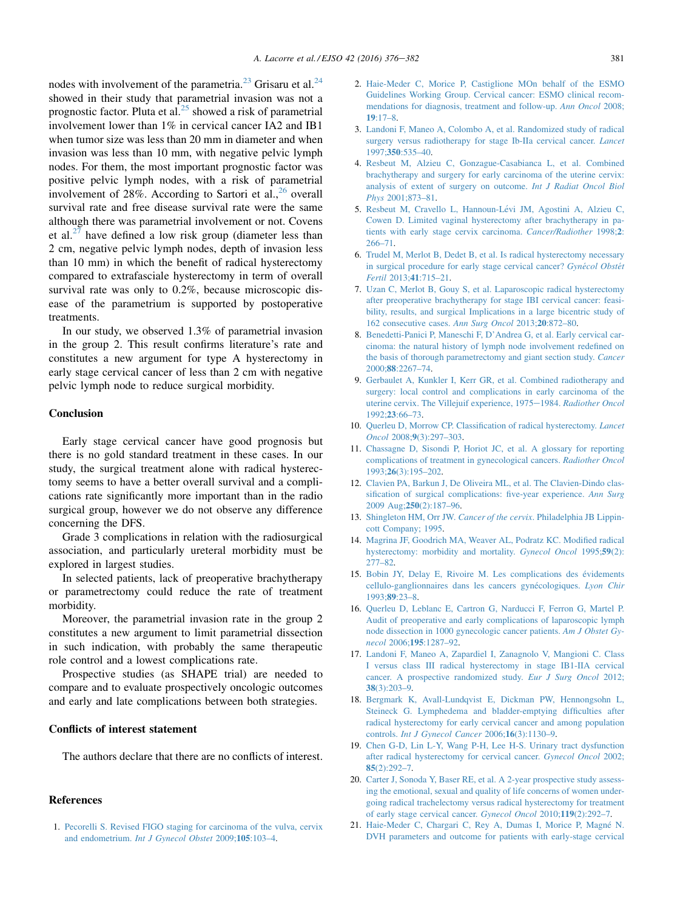nodes with involvement of the parametria.[23] Grisaru et al.[24] showed in their study that parametrial invasion was not a prognostic factor. Pluta et al.[25] showed a risk of parametrial involvement lower than 1% in cervical cancer IA2 and IB1 when tumor size was less than 20 mm in diameter and when invasion was less than 10 mm, with negative pelvic lymph nodes. For them, the most important prognostic factor was positive pelvic lymph nodes, with a risk of parametrial involvement of 28%. According to Sartori et al.,[26] overall survival rate and free disease survival rate were the same although there was parametrial involvement or not. Covens et al.[27] have defined a low risk group (diameter less than 2 cm, negative pelvic lymph nodes, depth of invasion less than 10 mm) in which the benefit of radical hysterectomy compared to extrafascial hysterectomy in term of overall survival rate was only to 0.2%, because microscopic disease of the parametrium is supported by postoperative treatments.

In our study, we observed 1.3% of parametrial invasion in the group 2. This result confirms literature's rate and constitutes a new argument for type A hysterectomy in early stage cervical cancer of less than 2 cm with negative pelvic lymph node to reduce surgical morbidity.

## Conclusion

Early stage cervical cancer have good prognosis but there is no gold standard treatment in these cases. In our study, the surgical treatment alone with radical hysterectomy seems to have a better overall survival and a complications rate significantly more important than in the radio surgical group, however we do not observe any difference concerning the DFS.

Grade 3 complications in relation with the radiosurgical association, and particularly ureteral morbidity must be explored in largest studies.

In selected patients, lack of preoperative brachytherapy or parametrectomy could reduce the rate of treatment morbidity.

Moreover, the parametrial invasion rate in the group 2 constitutes a new argument to limit parametrial dissection in such indication, with probably the same therapeutic role control and a lowest complications rate.

Prospective studies (as SHAPE trial) are needed to compare and to evaluate prospectively oncologic outcomes and early and late complications between both strategies.

## Conflicts of interest statement

The authors declare that there are no conflicts of interest.

## References

1. Pecorelli S. Revised FIGO staging for carcinoma of the vulva, cervix and endometrium. *Int J Gynecol Obstet* 2009;**105**:103–4.
2. Haie-Meder C, Morice P, Castiglione MOn behalf of the ESMO Guidelines Working Group. Cervical cancer: ESMO clinical recommendations for diagnosis, treatment and follow-up. *Ann Oncol* 2008;**19**:17–8.
3. Landoni F, Maneo A, Colombo A, et al. Randomized study of radical surgery versus radiotherapy for stage Ib-IIa cervical cancer. *Lancet* 1997;**350**:535–40.
4. Resbeut M, Alzieu C, Gonzague-Casabianca L, et al. Combined brachytherapy and surgery for early carcinoma of the uterine cervix: analysis of extent of surgery on outcome. *Int J Radiat Oncol Biol Phys* 2001;873–81.
5. Resbeut M, Cravello L, Hannoun-Lévi JM, Agostini A, Alzieu C, Cowen D. Limited vaginal hysterectomy after brachytherapy in patients with early stage cervix carcinoma. *Cancer/Radiother* 1998;**2**:266–71.
6. Trudel M, Merlot B, Dedet B, et al. Is radical hysterectomy necessary in surgical procedure for early stage cervical cancer? *Gynécol Obstét Fertil* 2013;**41**:715–21.
7. Uzan C, Merlot B, Gouy S, et al. Laparoscopic radical hysterectomy after preoperative brachytherapy for stage IBI cervical cancer: feasibility, results, and surgical Implications in a large bicentric study of 162 consecutive cases. *Ann Surg Oncol* 2013;**20**:872–80.
8. Benedetti-Panici P, Maneschi F, D'Andrea G, et al. Early cervical carcinoma: the natural history of lymph node involvement redefined on the basis of thorough parametrectomy and giant section study. *Cancer* 2000;**88**:2267–74.
9. Gerbaulet A, Kunkler I, Kerr GR, et al. Combined radiotherapy and surgery: local control and complications in early carcinoma of the uterine cervix. The Villejuif experience, 1975–1984. *Radiother Oncol* 1992;**23**:66–73.
10. Querleu D, Morrow CP. Classification of radical hysterectomy. *Lancet Oncol* 2008;**9**(3):297–303.
11. Chassagne D, Sisondi P, Horiot JC, et al. A glossary for reporting complications of treatment in gynecological cancers. *Radiother Oncol* 1993;**26**(3):195–202.
12. Clavien PA, Barkun J, De Oliveira ML, et al. The Clavien-Dindo classification of surgical complications: five-year experience. *Ann Surg* 2009 Aug;**250**(2):187–96.
13. Shingleton HM, Orr JW. *Cancer of the cervix*. Philadelphia JB Lippincott Company; 1995.
14. Magrina JF, Goodrich MA, Weaver AL, Podratz KC. Modified radical hysterectomy: morbidity and mortality. *Gynecol Oncol* 1995;**59**(2):277–82.
15. Bobin JY, Delay E, Rivoire M. Les complications des évidements cellulo-ganglionnaires dans les cancers gynécologiques. *Lyon Chir* 1993;**89**:23–8.
16. Querleu D, Leblanc E, Cartron G, Narducci F, Ferron G, Martel P. Audit of preoperative and early complications of laparoscopic lymph node dissection in 1000 gynecologic cancer patients. *Am J Obstet Gynecol* 2006;**195**:1287–92.
17. Landoni F, Maneo A, Zapardiel I, Zanagnolo V, Mangioni C. Class I versus class III radical hysterectomy in stage IB1-IIA cervical cancer. A prospective randomized study. *Eur J Surg Oncol* 2012;**38**(3):203–9.
18. Bergmark K, Avall-Lundqvist E, Dickman PW, Hennongsohn L, Steineck G. Lymphedema and bladder-emptying difficulties after radical hysterectomy for early cervical cancer and among population controls. *Int J Gynecol Cancer* 2006;**16**(3):1130–9.
19. Chen G-D, Lin L-Y, Wang P-H, Lee H-S. Urinary tract dysfunction after radical hysterectomy for cervical cancer. *Gynecol Oncol* 2002;**85**(2):292–7.
20. Carter J, Sonoda Y, Baser RE, et al. A 2-year prospective study assessing the emotional, sexual and quality of life concerns of women undergoing radical trachelectomy versus radical hysterectomy for treatment of early stage cervical cancer. *Gynecol Oncol* 2010;**119**(2):292–7.
21. Haie-Meder C, Chargari C, Rey A, Dumas I, Morice P, Magné N. DVH parameters and outcome for patients with early-stage cervical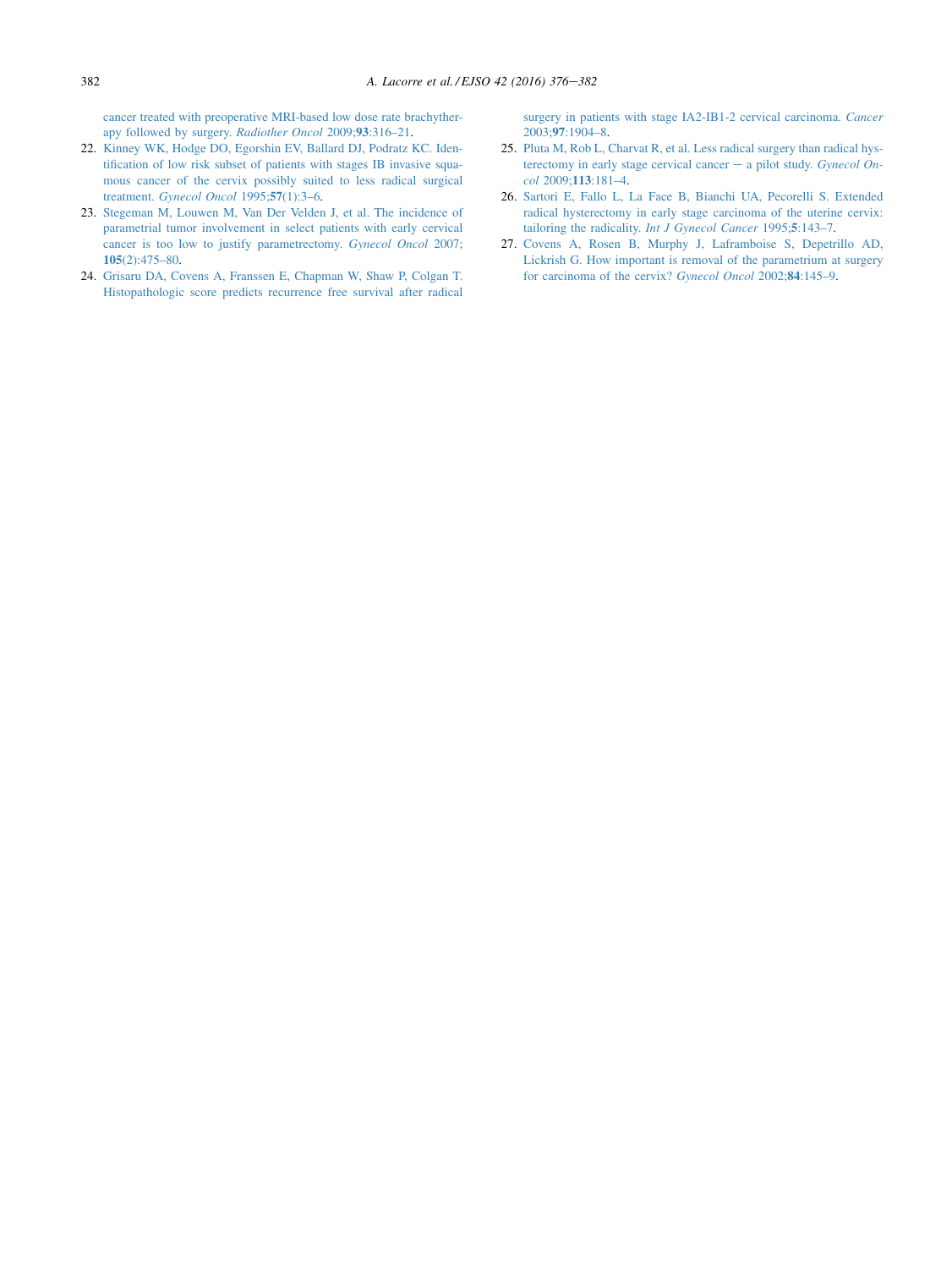cancer treated with preoperative MRI-based low dose rate brachytherapy followed by surgery. *Radiother Oncol* 2009;**93**:316–21.

22. Kinney WK, Hodge DO, Egorshin EV, Ballard DJ, Podratz KC. Identification of low risk subset of patients with stages IB invasive squamous cancer of the cervix possibly suited to less radical surgical treatment. *Gynecol Oncol* 1995;**57**(1):3–6.
23. Stegeman M, Louwen M, Van Der Velden J, et al. The incidence of parametrial tumor involvement in select patients with early cervical cancer is too low to justify parametrectomy. *Gynecol Oncol* 2007;**105**(2):475–80.
24. Grisaru DA, Covens A, Franssen E, Chapman W, Shaw P, Colgan T. Histopathologic score predicts recurrence free survival after radical surgery in patients with stage IA2-IB1-2 cervical carcinoma. *Cancer* 2003;**97**:1904–8.
25. Pluta M, Rob L, Charvat R, et al. Less radical surgery than radical hysterectomy in early stage cervical cancer – a pilot study. *Gynecol Oncol* 2009;**113**:181–4.
26. Sartori E, Fallo L, La Face B, Bianchi UA, Pecorelli S. Extended radical hysterectomy in early stage carcinoma of the uterine cervix: tailoring the radicality. *Int J Gynecol Cancer* 1995;**5**:143–7.
27. Covens A, Rosen B, Murphy J, Laframboise S, Depetrillo AD, Lickrish G. How important is removal of the parametrium at surgery for carcinoma of the cervix? *Gynecol Oncol* 2002;**84**:145–9.